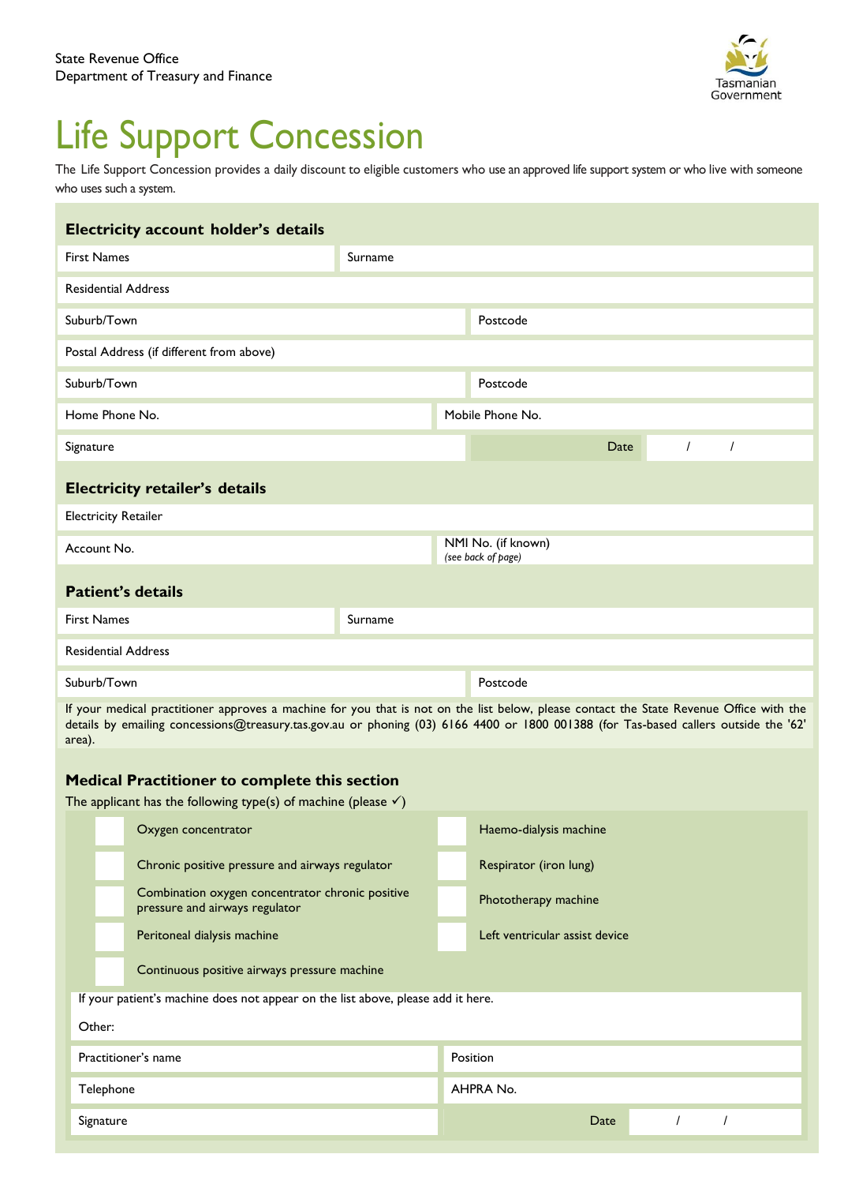State Revenue Office
Department of Treasury and Finance

Tasmanian Government

# Life Support Concession

The Life Support Concession provides a daily discount to eligible customers who use an approved life support system or who live with someone who uses such a system.

## Electricity account holder's details

| | |
|---|---|
| First Names | Surname |
| Residential Address | |
| Suburb/Town | Postcode |
| Postal Address (if different from above) | |
| Suburb/Town | Postcode |
| Home Phone No. | Mobile Phone No. |
| Signature | Date / / |

## Electricity retailer's details

| | |
|---|---|
| Electricity Retailer | |
| Account No. | NMI No. (if known) *(see back of page)* |

## Patient's details

| | |
|---|---|
| First Names | Surname |
| Residential Address | |
| Suburb/Town | Postcode |

If your medical practitioner approves a machine for you that is not on the list below, please contact the State Revenue Office with the details by emailing concessions@treasury.tas.gov.au or phoning (03) 6166 4400 or 1800 001388 (for Tas-based callers outside the '62' area).

## Medical Practitioner to complete this section

The applicant has the following type(s) of machine (please ✓)

- ☐ Oxygen concentrator
- ☐ Chronic positive pressure and airways regulator
- ☐ Combination oxygen concentrator chronic positive pressure and airways regulator
- ☐ Peritoneal dialysis machine
- ☐ Continuous positive airways pressure machine
- ☐ Haemo-dialysis machine
- ☐ Respirator (iron lung)
- ☐ Phototherapy machine
- ☐ Left ventricular assist device

If your patient's machine does not appear on the list above, please add it here.

Other:

| | |
|---|---|
| Practitioner's name | Position |
| Telephone | AHPRA No. |
| Signature | Date / / |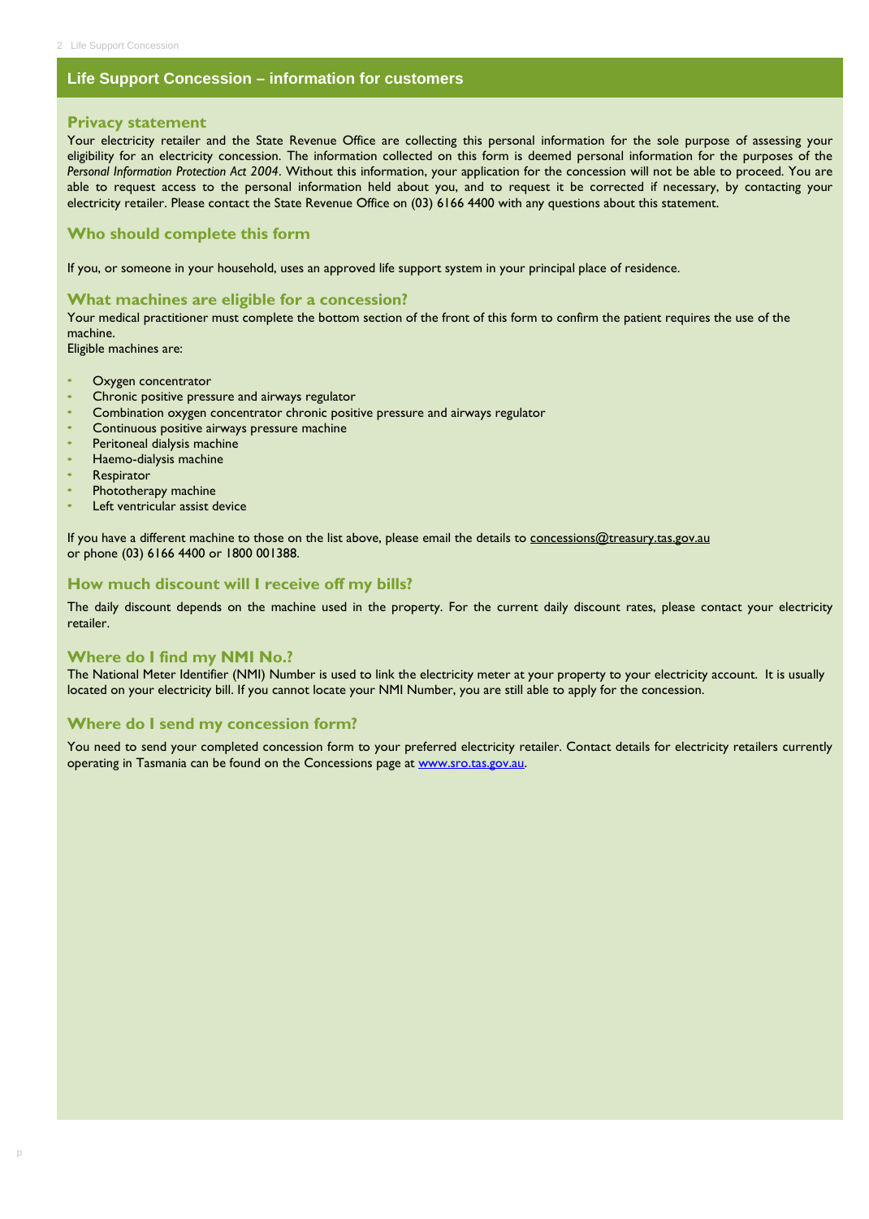## Life Support Concession – information for customers

### Privacy statement

Your electricity retailer and the State Revenue Office are collecting this personal information for the sole purpose of assessing your eligibility for an electricity concession. The information collected on this form is deemed personal information for the purposes of the *Personal Information Protection Act 2004*. Without this information, your application for the concession will not be able to proceed. You are able to request access to the personal information held about you, and to request it be corrected if necessary, by contacting your electricity retailer. Please contact the State Revenue Office on (03) 6166 4400 with any questions about this statement.

### Who should complete this form

If you, or someone in your household, uses an approved life support system in your principal place of residence.

### What machines are eligible for a concession?

Your medical practitioner must complete the bottom section of the front of this form to confirm the patient requires the use of the machine.

Eligible machines are:

- Oxygen concentrator
- Chronic positive pressure and airways regulator
- Combination oxygen concentrator chronic positive pressure and airways regulator
- Continuous positive airways pressure machine
- Peritoneal dialysis machine
- Haemo-dialysis machine
- Respirator
- Phototherapy machine
- Left ventricular assist device

If you have a different machine to those on the list above, please email the details to concessions@treasury.tas.gov.au or phone (03) 6166 4400 or 1800 001388.

### How much discount will I receive off my bills?

The daily discount depends on the machine used in the property. For the current daily discount rates, please contact your electricity retailer.

### Where do I find my NMI No.?

The National Meter Identifier (NMI) Number is used to link the electricity meter at your property to your electricity account. It is usually located on your electricity bill. If you cannot locate your NMI Number, you are still able to apply for the concession.

### Where do I send my concession form?

You need to send your completed concession form to your preferred electricity retailer. Contact details for electricity retailers currently operating in Tasmania can be found on the Concessions page at www.sro.tas.gov.au.